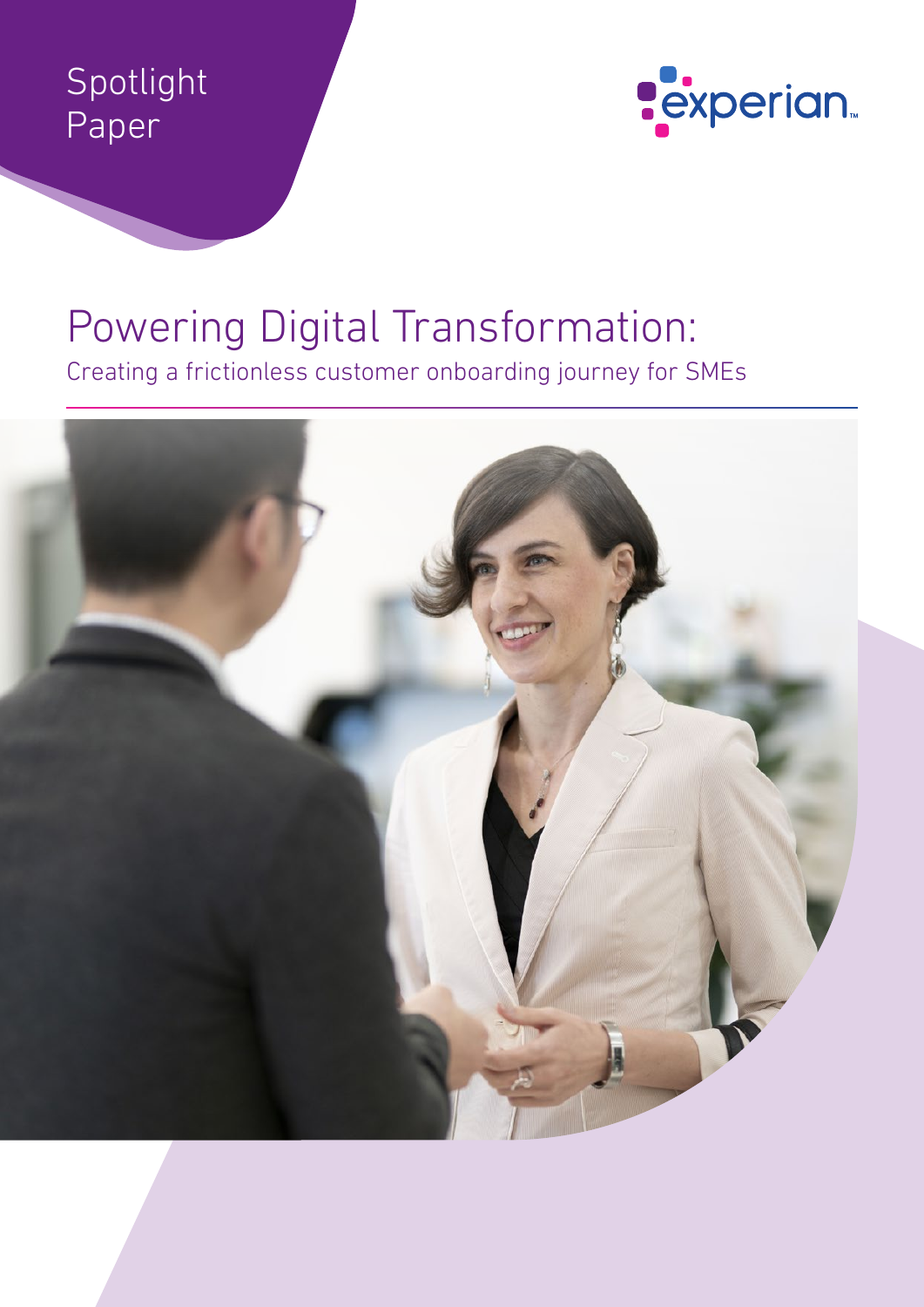Spotlight Paper

# Powering Digital Transformation:

## Creating a frictionless customer onboarding journey for SMEs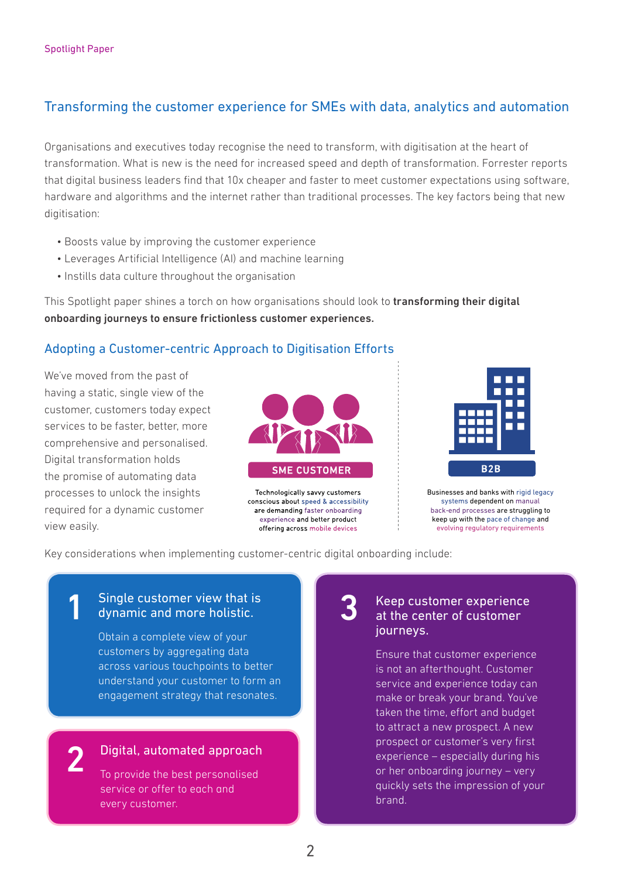Spotlight Paper

## Transforming the customer experience for SMEs with data, analytics and automation

Organisations and executives today recognise the need to transform, with digitisation at the heart of transformation. What is new is the need for increased speed and depth of transformation. Forrester reports that digital business leaders find that 10x cheaper and faster to meet customer expectations using software, hardware and algorithms and the internet rather than traditional processes. The key factors being that new digitisation:

- Boosts value by improving the customer experience
- Leverages Artificial Intelligence (AI) and machine learning
- Instills data culture throughout the organisation

This Spotlight paper shines a torch on how organisations should look to **transforming their digital onboarding journeys to ensure frictionless customer experiences.**

### Adopting a Customer-centric Approach to Digitisation Efforts

We've moved from the past of having a static, single view of the customer, customers today expect services to be faster, better, more comprehensive and personalised. Digital transformation holds the promise of automating data processes to unlock the insights required for a dynamic customer view easily.

**SME CUSTOMER**

Technologically savvy customers conscious about speed & accessibility are demanding faster onboarding experience and better product offering across mobile devices

**B2B**

Businesses and banks with rigid legacy systems dependent on manual back-end processes are struggling to keep up with the pace of change and evolving regulatory requirements

Key considerations when implementing customer-centric digital onboarding include:

**1 Single customer view that is dynamic and more holistic.**

Obtain a complete view of your customers by aggregating data across various touchpoints to better understand your customer to form an engagement strategy that resonates.

**2 Digital, automated approach**

To provide the best personalised service or offer to each and every customer.

**3 Keep customer experience at the center of customer journeys.**

Ensure that customer experience is not an afterthought. Customer service and experience today can make or break your brand. You've taken the time, effort and budget to attract a new prospect. A new prospect or customer's very first experience – especially during his or her onboarding journey – very quickly sets the impression of your brand.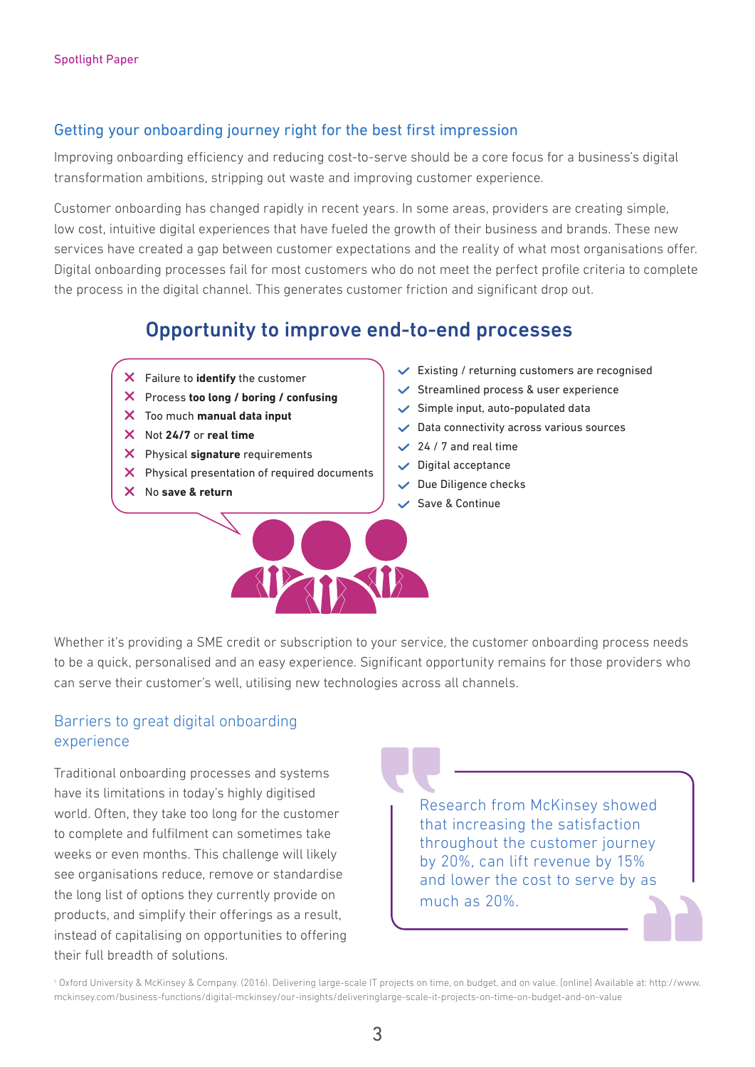## Getting your onboarding journey right for the best first impression

Improving onboarding efficiency and reducing cost-to-serve should be a core focus for a business's digital transformation ambitions, stripping out waste and improving customer experience.

Customer onboarding has changed rapidly in recent years. In some areas, providers are creating simple, low cost, intuitive digital experiences that have fueled the growth of their business and brands. These new services have created a gap between customer expectations and the reality of what most organisations offer. Digital onboarding processes fail for most customers who do not meet the perfect profile criteria to complete the process in the digital channel. This generates customer friction and significant drop out.

## Opportunity to improve end-to-end processes

- ✗ Failure to **identify** the customer
- ✗ Process **too long / boring / confusing**
- ✗ Too much **manual data input**
- ✗ Not **24/7** or **real time**
- ✗ Physical **signature** requirements
- ✗ Physical presentation of required documents
- ✗ No **save & return**

- ✓ Existing / returning customers are recognised
- ✓ Streamlined process & user experience
- ✓ Simple input, auto-populated data
- ✓ Data connectivity across various sources
- ✓ 24 / 7 and real time
- ✓ Digital acceptance
- ✓ Due Diligence checks
- ✓ Save & Continue

Whether it's providing a SME credit or subscription to your service, the customer onboarding process needs to be a quick, personalised and an easy experience. Significant opportunity remains for those providers who can serve their customer's well, utilising new technologies across all channels.

## Barriers to great digital onboarding experience

Traditional onboarding processes and systems have its limitations in today's highly digitised world. Often, they take too long for the customer to complete and fulfilment can sometimes take weeks or even months. This challenge will likely see organisations reduce, remove or standardise the long list of options they currently provide on products, and simplify their offerings as a result, instead of capitalising on opportunities to offering their full breadth of solutions.

> Research from McKinsey showed that increasing the satisfaction throughout the customer journey by 20%, can lift revenue by 15% and lower the cost to serve by as much as 20%.

[1] Oxford University & McKinsey & Company. (2016). Delivering large-scale IT projects on time, on budget, and on value. [online] Available at: http://www.mckinsey.com/business-functions/digital-mckinsey/our-insights/deliveringlarge-scale-it-projects-on-time-on-budget-and-on-value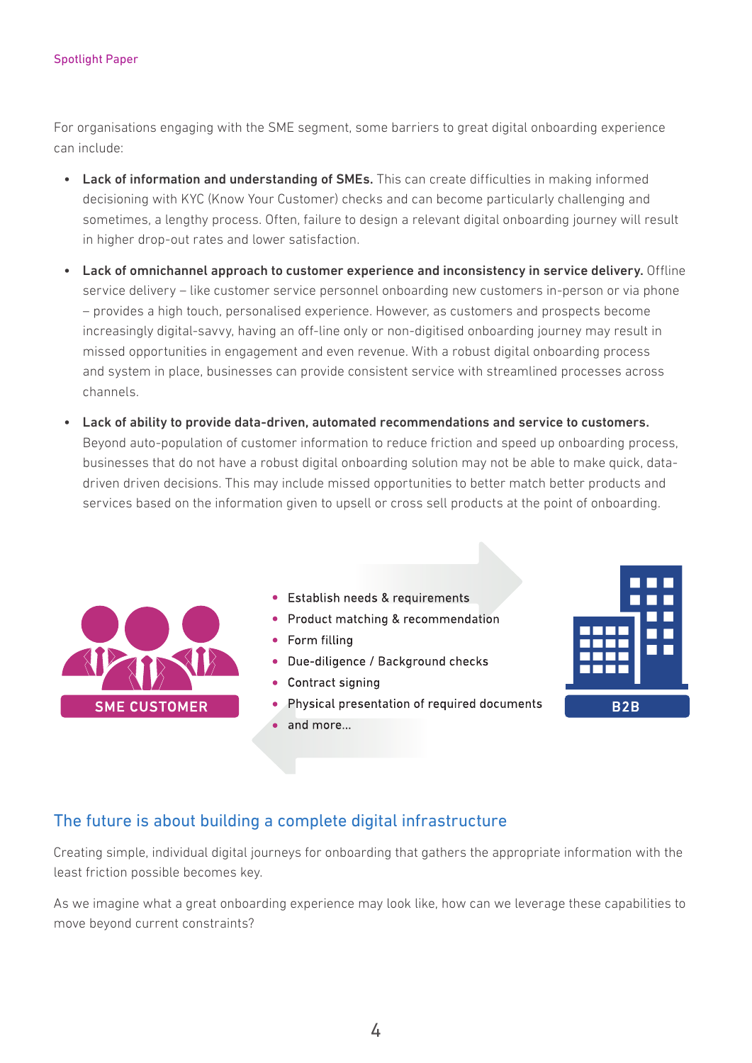For organisations engaging with the SME segment, some barriers to great digital onboarding experience can include:

- **Lack of information and understanding of SMEs.** This can create difficulties in making informed decisioning with KYC (Know Your Customer) checks and can become particularly challenging and sometimes, a lengthy process. Often, failure to design a relevant digital onboarding journey will result in higher drop-out rates and lower satisfaction.
- **Lack of omnichannel approach to customer experience and inconsistency in service delivery.** Offline service delivery – like customer service personnel onboarding new customers in-person or via phone – provides a high touch, personalised experience. However, as customers and prospects become increasingly digital-savvy, having an off-line only or non-digitised onboarding journey may result in missed opportunities in engagement and even revenue. With a robust digital onboarding process and system in place, businesses can provide consistent service with streamlined processes across channels.
- **Lack of ability to provide data-driven, automated recommendations and service to customers.** Beyond auto-population of customer information to reduce friction and speed up onboarding process, businesses that do not have a robust digital onboarding solution may not be able to make quick, data-driven driven decisions. This may include missed opportunities to better match better products and services based on the information given to upsell or cross sell products at the point of onboarding.

SME CUSTOMER

- Establish needs & requirements
- Product matching & recommendation
- Form filling
- Due-diligence / Background checks
- Contract signing
- Physical presentation of required documents
- and more...

B2B

## The future is about building a complete digital infrastructure

Creating simple, individual digital journeys for onboarding that gathers the appropriate information with the least friction possible becomes key.

As we imagine what a great onboarding experience may look like, how can we leverage these capabilities to move beyond current constraints?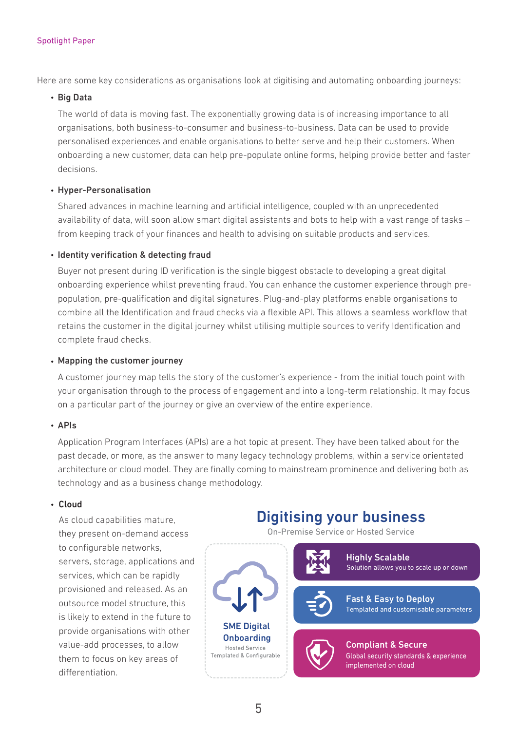Here are some key considerations as organisations look at digitising and automating onboarding journeys:

- **Big Data**

  The world of data is moving fast. The exponentially growing data is of increasing importance to all organisations, both business-to-consumer and business-to-business. Data can be used to provide personalised experiences and enable organisations to better serve and help their customers. When onboarding a new customer, data can help pre-populate online forms, helping provide better and faster decisions.

- **Hyper-Personalisation**

  Shared advances in machine learning and artificial intelligence, coupled with an unprecedented availability of data, will soon allow smart digital assistants and bots to help with a vast range of tasks – from keeping track of your finances and health to advising on suitable products and services.

- **Identity verification & detecting fraud**

  Buyer not present during ID verification is the single biggest obstacle to developing a great digital onboarding experience whilst preventing fraud. You can enhance the customer experience through pre-population, pre-qualification and digital signatures. Plug-and-play platforms enable organisations to combine all the Identification and fraud checks via a flexible API. This allows a seamless workflow that retains the customer in the digital journey whilst utilising multiple sources to verify Identification and complete fraud checks.

- **Mapping the customer journey**

  A customer journey map tells the story of the customer's experience - from the initial touch point with your organisation through to the process of engagement and into a long-term relationship. It may focus on a particular part of the journey or give an overview of the entire experience.

- **APIs**

  Application Program Interfaces (APIs) are a hot topic at present. They have been talked about for the past decade, or more, as the answer to many legacy technology problems, within a service orientated architecture or cloud model. They are finally coming to mainstream prominence and delivering both as technology and as a business change methodology.

- **Cloud**

  As cloud capabilities mature, they present on-demand access to configurable networks, servers, storage, applications and services, which can be rapidly provisioned and released. As an outsource model structure, this is likely to extend in the future to provide organisations with other value-add processes, to allow them to focus on key areas of differentiation.

## Digitising your business

On-Premise Service or Hosted Service

**SME Digital Onboarding**
Hosted Service
Templated & Configurable

**Highly Scalable**
Solution allows you to scale up or down

**Fast & Easy to Deploy**
Templated and customisable parameters

**Compliant & Secure**
Global security standards & experience implemented on cloud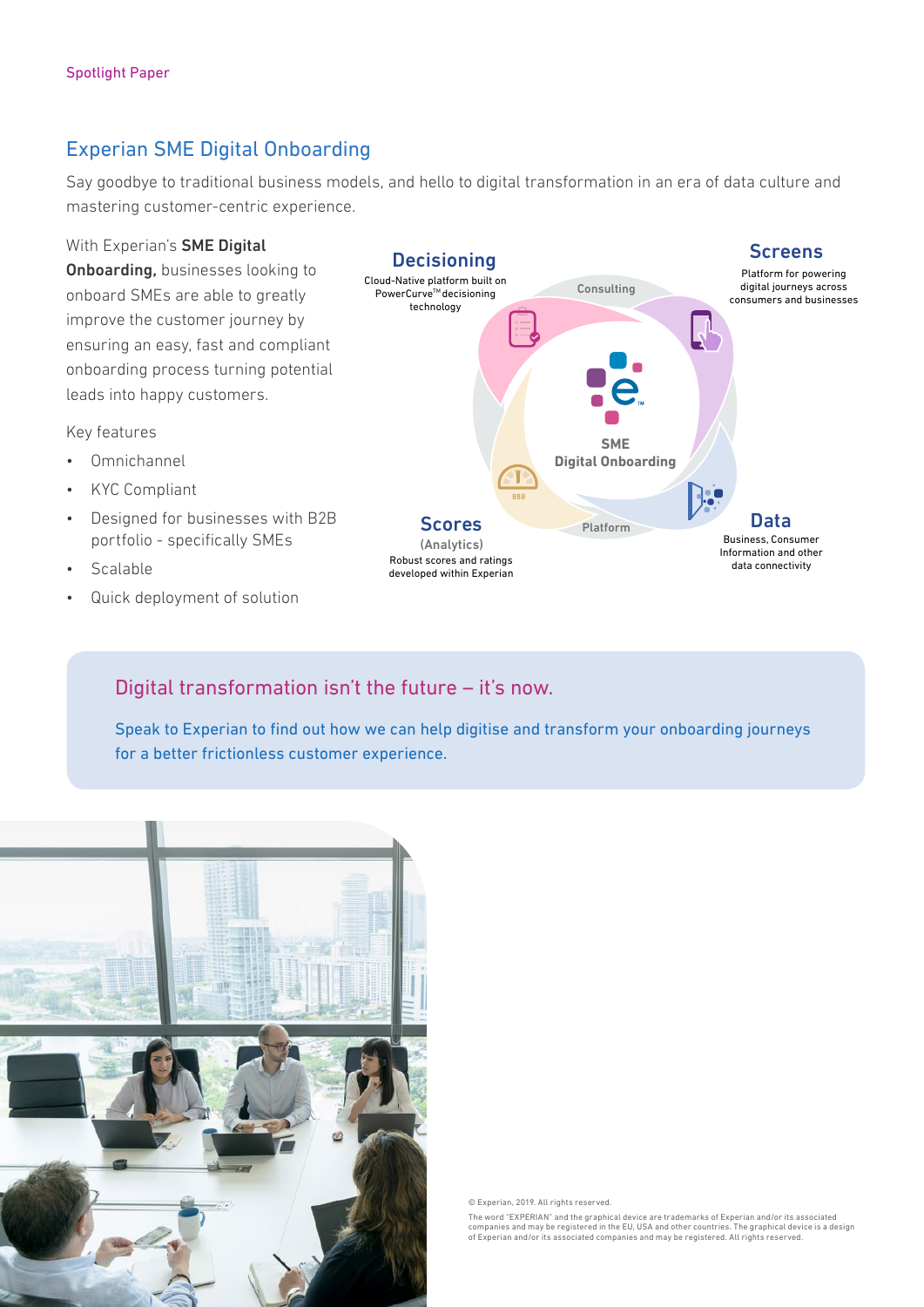Spotlight Paper

## Experian SME Digital Onboarding

Say goodbye to traditional business models, and hello to digital transformation in an era of data culture and mastering customer-centric experience.

With Experian's **SME Digital Onboarding,** businesses looking to onboard SMEs are able to greatly improve the customer journey by ensuring an easy, fast and compliant onboarding process turning potential leads into happy customers.

Key features

- Omnichannel
- KYC Compliant
- Designed for businesses with B2B portfolio - specifically SMEs
- Scalable
- Quick deployment of solution

**Decisioning**
Cloud-Native platform built on PowerCurve™ decisioning technology

Consulting

**Screens**
Platform for powering digital journeys across consumers and businesses

SME
Digital Onboarding

**Scores**
(Analytics)
Robust scores and ratings developed within Experian

Platform

**Data**
Business, Consumer Information and other data connectivity

### Digital transformation isn't the future – it's now.

Speak to Experian to find out how we can help digitise and transform your onboarding journeys for a better frictionless customer experience.

© Experian, 2019. All rights reserved.

The word "EXPERIAN" and the graphical device are trademarks of Experian and/or its associated companies and may be registered in the EU, USA and other countries. The graphical device is a design of Experian and/or its associated companies and may be registered. All rights reserved.